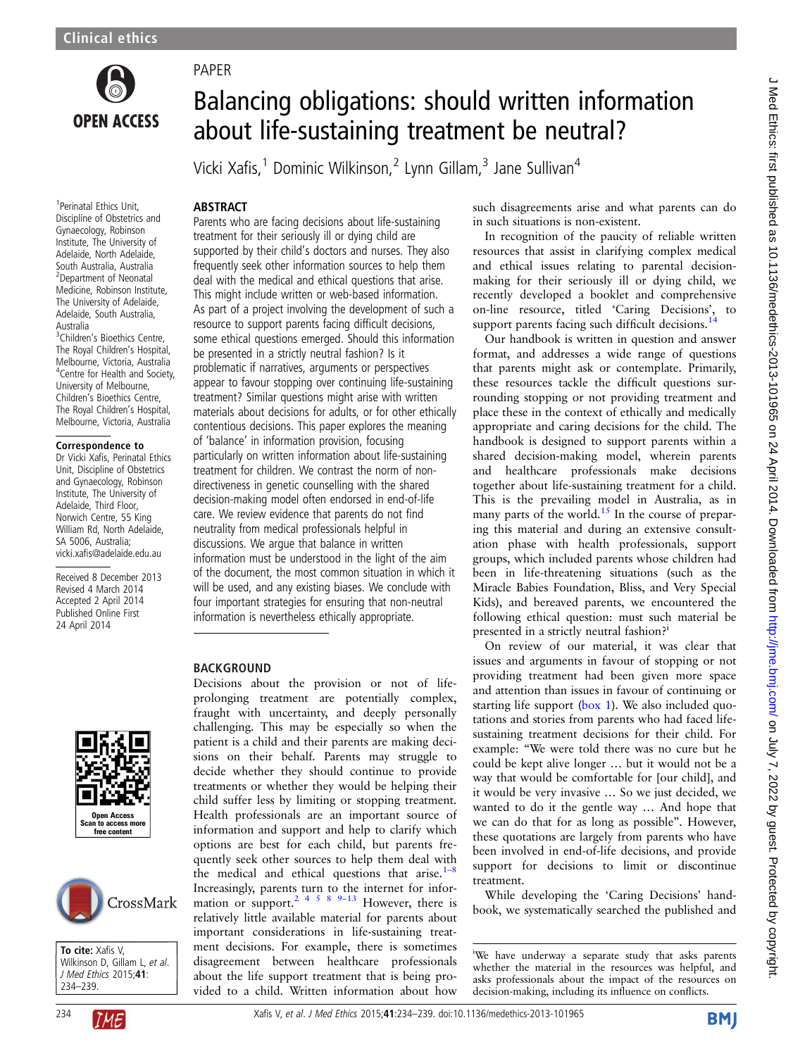Clinical ethics

PAPER

# Balancing obligations: should written information about life-sustaining treatment be neutral?

Vicki Xafis,[1] Dominic Wilkinson,[2] Lynn Gillam,[3] Jane Sullivan[4]

[1]Perinatal Ethics Unit, Discipline of Obstetrics and Gynaecology, Robinson Institute, The University of Adelaide, North Adelaide, South Australia, Australia
[2]Department of Neonatal Medicine, Robinson Institute, The University of Adelaide, Adelaide, South Australia, Australia
[3]Children's Bioethics Centre, The Royal Children's Hospital, Melbourne, Victoria, Australia
[4]Centre for Health and Society, University of Melbourne, Children's Bioethics Centre, The Royal Children's Hospital, Melbourne, Victoria, Australia

**Correspondence to**
Dr Vicki Xafis, Perinatal Ethics Unit, Discipline of Obstetrics and Gynaecology, Robinson Institute, The University of Adelaide, Third Floor, Norwich Centre, 55 King William Rd, North Adelaide, SA 5006, Australia; vicki.xafis@adelaide.edu.au

Received 8 December 2013
Revised 4 March 2014
Accepted 2 April 2014
Published Online First 24 April 2014

**To cite:** Xafis V, Wilkinson D, Gillam L, *et al*. *J Med Ethics* 2015;**41**:234–239.

## ABSTRACT

Parents who are facing decisions about life-sustaining treatment for their seriously ill or dying child are supported by their child's doctors and nurses. They also frequently seek other information sources to help them deal with the medical and ethical questions that arise. This might include written or web-based information. As part of a project involving the development of such a resource to support parents facing difficult decisions, some ethical questions emerged. Should this information be presented in a strictly neutral fashion? Is it problematic if narratives, arguments or perspectives appear to favour stopping over continuing life-sustaining treatment? Similar questions might arise with written materials about decisions for adults, or for other ethically contentious decisions. This paper explores the meaning of 'balance' in information provision, focusing particularly on written information about life-sustaining treatment for children. We contrast the norm of non-directiveness in genetic counselling with the shared decision-making model often endorsed in end-of-life care. We review evidence that parents do not find neutrality from medical professionals helpful in discussions. We argue that balance in written information must be understood in the light of the aim of the document, the most common situation in which it will be used, and any existing biases. We conclude with four important strategies for ensuring that non-neutral information is nevertheless ethically appropriate.

## BACKGROUND

Decisions about the provision or not of life-prolonging treatment are potentially complex, fraught with uncertainty, and deeply personally challenging. This may be especially so when the patient is a child and their parents are making decisions on their behalf. Parents may struggle to decide whether they should continue to provide treatments or whether they would be helping their child suffer less by limiting or stopping treatment. Health professionals are an important source of information and support and help to clarify which options are best for each child, but parents frequently seek other sources to help them deal with the medical and ethical questions that arise.[1–8] Increasingly, parents turn to the internet for information or support.[2 4 5 8 9–13] However, there is relatively little available material for parents about important considerations in life-sustaining treatment decisions. For example, there is sometimes disagreement between healthcare professionals about the life support treatment that is being provided to a child. Written information about how such disagreements arise and what parents can do in such situations is non-existent.

In recognition of the paucity of reliable written resources that assist in clarifying complex medical and ethical issues relating to parental decision-making for their seriously ill or dying child, we recently developed a booklet and comprehensive on-line resource, titled 'Caring Decisions', to support parents facing such difficult decisions.[14]

Our handbook is written in question and answer format, and addresses a wide range of questions that parents might ask or contemplate. Primarily, these resources tackle the difficult questions surrounding stopping or not providing treatment and place these in the context of ethically and medically appropriate and caring decisions for the child. The handbook is designed to support parents within a shared decision-making model, wherein parents and healthcare professionals make decisions together about life-sustaining treatment for a child. This is the prevailing model in Australia, as in many parts of the world.[15] In the course of preparing this material and during an extensive consultation phase with health professionals, support groups, which included parents whose children had been in life-threatening situations (such as the Miracle Babies Foundation, Bliss, and Very Special Kids), and bereaved parents, we encountered the following ethical question: must such material be presented in a strictly neutral fashion?[i]

On review of our material, it was clear that issues and arguments in favour of stopping or not providing treatment had been given more space and attention than issues in favour of continuing or starting life support (box 1). We also included quotations and stories from parents who had faced life-sustaining treatment decisions for their child. For example: "We were told there was no cure but he could be kept alive longer … but it would not be a way that would be comfortable for [our child], and it would be very invasive … So we just decided, we wanted to do it the gentle way … And hope that we can do that for as long as possible". However, these quotations are largely from parents who have been involved in end-of-life decisions, and provide support for decisions to limit or discontinue treatment.

While developing the 'Caring Decisions' handbook, we systematically searched the published and

[i]We have underway a separate study that asks parents whether the material in the resources was helpful, and asks professionals about the impact of the resources on decision-making, including its influence on conflicts.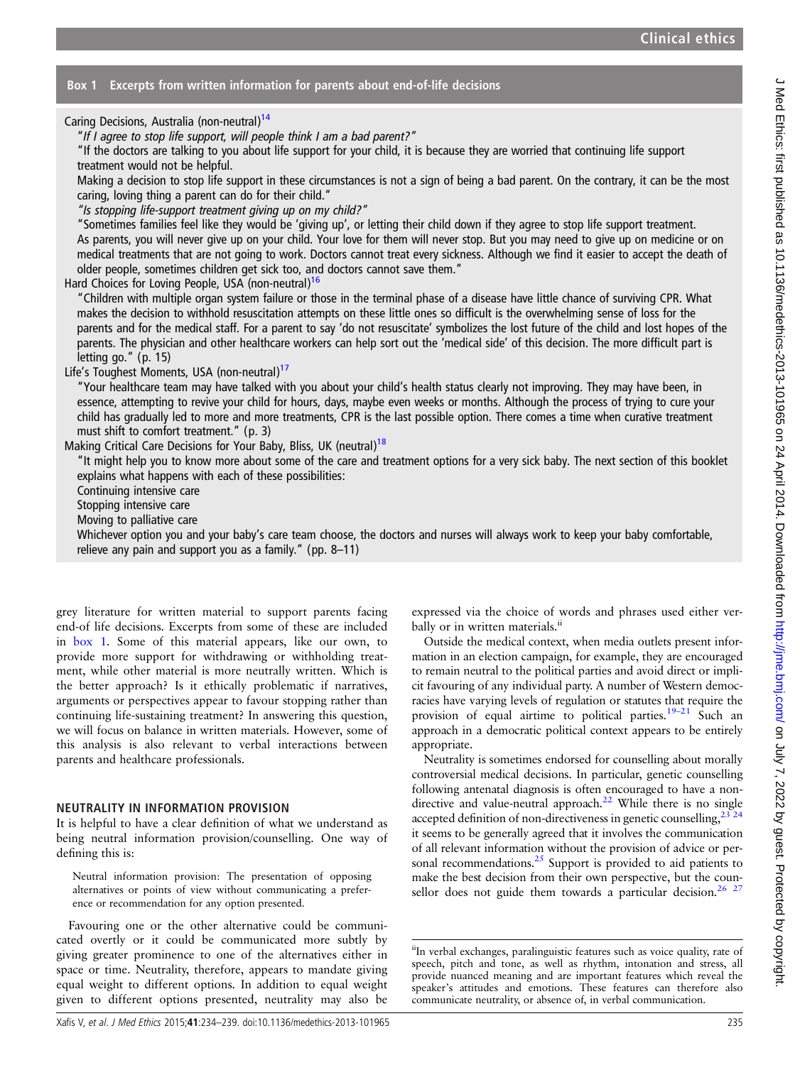## Box 1 Excerpts from written information for parents about end-of-life decisions

Caring Decisions, Australia (non-neutral)[14]

"*If I agree to stop life support, will people think I am a bad parent?*"

"If the doctors are talking to you about life support for your child, it is because they are worried that continuing life support treatment would not be helpful.

Making a decision to stop life support in these circumstances is not a sign of being a bad parent. On the contrary, it can be the most caring, loving thing a parent can do for their child."

"*Is stopping life-support treatment giving up on my child?*"

"Sometimes families feel like they would be 'giving up', or letting their child down if they agree to stop life support treatment. As parents, you will never give up on your child. Your love for them will never stop. But you may need to give up on medicine or on medical treatments that are not going to work. Doctors cannot treat every sickness. Although we find it easier to accept the death of older people, sometimes children get sick too, and doctors cannot save them."

Hard Choices for Loving People, USA (non-neutral)[16]

"Children with multiple organ system failure or those in the terminal phase of a disease have little chance of surviving CPR. What makes the decision to withhold resuscitation attempts on these little ones so difficult is the overwhelming sense of loss for the parents and for the medical staff. For a parent to say 'do not resuscitate' symbolizes the lost future of the child and lost hopes of the parents. The physician and other healthcare workers can help sort out the 'medical side' of this decision. The more difficult part is letting go." (p. 15)

Life's Toughest Moments, USA (non-neutral)[17]

"Your healthcare team may have talked with you about your child's health status clearly not improving. They may have been, in essence, attempting to revive your child for hours, days, maybe even weeks or months. Although the process of trying to cure your child has gradually led to more and more treatments, CPR is the last possible option. There comes a time when curative treatment must shift to comfort treatment." (p. 3)

Making Critical Care Decisions for Your Baby, Bliss, UK (neutral)[18]

"It might help you to know more about some of the care and treatment options for a very sick baby. The next section of this booklet explains what happens with each of these possibilities:

Continuing intensive care

Stopping intensive care

Moving to palliative care

Whichever option you and your baby's care team choose, the doctors and nurses will always work to keep your baby comfortable, relieve any pain and support you as a family." (pp. 8–11)

grey literature for written material to support parents facing end-of life decisions. Excerpts from some of these are included in box 1. Some of this material appears, like our own, to provide more support for withdrawing or withholding treatment, while other material is more neutrally written. Which is the better approach? Is it ethically problematic if narratives, arguments or perspectives appear to favour stopping rather than continuing life-sustaining treatment? In answering this question, we will focus on balance in written materials. However, some of this analysis is also relevant to verbal interactions between parents and healthcare professionals.

## NEUTRALITY IN INFORMATION PROVISION

It is helpful to have a clear definition of what we understand as being neutral information provision/counselling. One way of defining this is:

> Neutral information provision: The presentation of opposing alternatives or points of view without communicating a preference or recommendation for any option presented.

Favouring one or the other alternative could be communicated overtly or it could be communicated more subtly by giving greater prominence to one of the alternatives either in space or time. Neutrality, therefore, appears to mandate giving equal weight to different options. In addition to equal weight given to different options presented, neutrality may also be expressed via the choice of words and phrases used either verbally or in written materials.[ii]

Outside the medical context, when media outlets present information in an election campaign, for example, they are encouraged to remain neutral to the political parties and avoid direct or implicit favouring of any individual party. A number of Western democracies have varying levels of regulation or statutes that require the provision of equal airtime to political parties.[19–21] Such an approach in a democratic political context appears to be entirely appropriate.

Neutrality is sometimes endorsed for counselling about morally controversial medical decisions. In particular, genetic counselling following antenatal diagnosis is often encouraged to have a non-directive and value-neutral approach.[22] While there is no single accepted definition of non-directiveness in genetic counselling,[23 24] it seems to be generally agreed that it involves the communication of all relevant information without the provision of advice or personal recommendations.[25] Support is provided to aid patients to make the best decision from their own perspective, but the counsellor does not guide them towards a particular decision.[26 27]

[ii]In verbal exchanges, paralinguistic features such as voice quality, rate of speech, pitch and tone, as well as rhythm, intonation and stress, all provide nuanced meaning and are important features which reveal the speaker's attitudes and emotions. These features can therefore also communicate neutrality, or absence of, in verbal communication.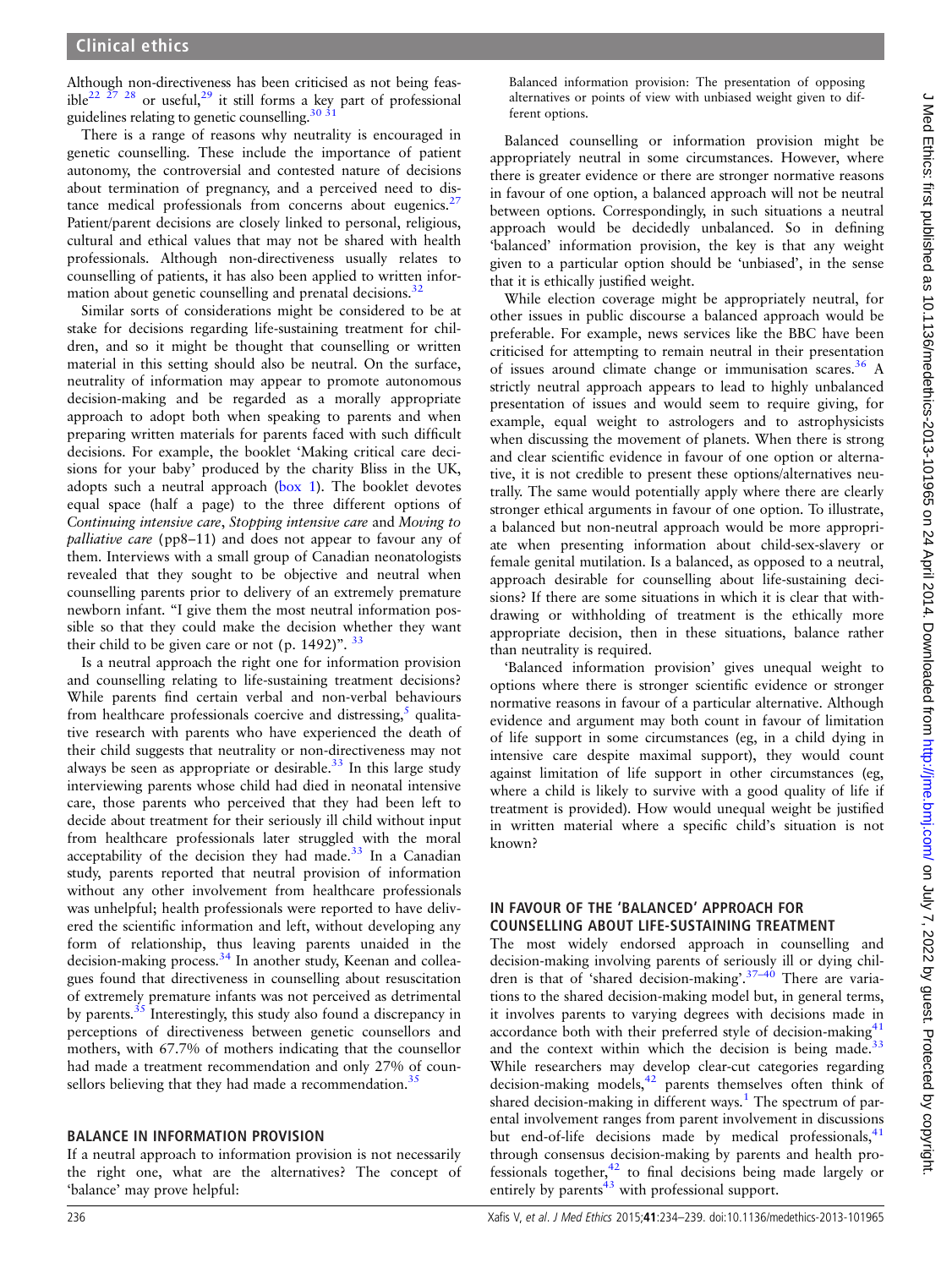Although non-directiveness has been criticised as not being feasible[22 27 28] or useful,[29] it still forms a key part of professional guidelines relating to genetic counselling.[30 31]

There is a range of reasons why neutrality is encouraged in genetic counselling. These include the importance of patient autonomy, the controversial and contested nature of decisions about termination of pregnancy, and a perceived need to distance medical professionals from concerns about eugenics.[27] Patient/parent decisions are closely linked to personal, religious, cultural and ethical values that may not be shared with health professionals. Although non-directiveness usually relates to counselling of patients, it has also been applied to written information about genetic counselling and prenatal decisions.[32]

Similar sorts of considerations might be considered to be at stake for decisions regarding life-sustaining treatment for children, and so it might be thought that counselling or written material in this setting should also be neutral. On the surface, neutrality of information may appear to promote autonomous decision-making and be regarded as a morally appropriate approach to adopt both when speaking to parents and when preparing written materials for parents faced with such difficult decisions. For example, the booklet 'Making critical care decisions for your baby' produced by the charity Bliss in the UK, adopts such a neutral approach (box 1). The booklet devotes equal space (half a page) to the three different options of *Continuing intensive care*, *Stopping intensive care* and *Moving to palliative care* (pp8–11) and does not appear to favour any of them. Interviews with a small group of Canadian neonatologists revealed that they sought to be objective and neutral when counselling parents prior to delivery of an extremely premature newborn infant. "I give them the most neutral information possible so that they could make the decision whether they want their child to be given care or not (p. 1492)".[33]

Is a neutral approach the right one for information provision and counselling relating to life-sustaining treatment decisions? While parents find certain verbal and non-verbal behaviours from healthcare professionals coercive and distressing,[5] qualitative research with parents who have experienced the death of their child suggests that neutrality or non-directiveness may not always be seen as appropriate or desirable.[33] In this large study interviewing parents whose child had died in neonatal intensive care, those parents who perceived that they had been left to decide about treatment for their seriously ill child without input from healthcare professionals later struggled with the moral acceptability of the decision they had made.[33] In a Canadian study, parents reported that neutral provision of information without any other involvement from healthcare professionals was unhelpful; health professionals were reported to have delivered the scientific information and left, without developing any form of relationship, thus leaving parents unaided in the decision-making process.[34] In another study, Keenan and colleagues found that directiveness in counselling about resuscitation of extremely premature infants was not perceived as detrimental by parents.[35] Interestingly, this study also found a discrepancy in perceptions of directiveness between genetic counsellors and mothers, with 67.7% of mothers indicating that the counsellor had made a treatment recommendation and only 27% of counsellors believing that they had made a recommendation.[35]

## BALANCE IN INFORMATION PROVISION

If a neutral approach to information provision is not necessarily the right one, what are the alternatives? The concept of 'balance' may prove helpful:

> Balanced information provision: The presentation of opposing alternatives or points of view with unbiased weight given to different options.

Balanced counselling or information provision might be appropriately neutral in some circumstances. However, where there is greater evidence or there are stronger normative reasons in favour of one option, a balanced approach will not be neutral between options. Correspondingly, in such situations a neutral approach would be decidedly unbalanced. So in defining 'balanced' information provision, the key is that any weight given to a particular option should be 'unbiased', in the sense that it is ethically justified weight.

While election coverage might be appropriately neutral, for other issues in public discourse a balanced approach would be preferable. For example, news services like the BBC have been criticised for attempting to remain neutral in their presentation of issues around climate change or immunisation scares.[36] A strictly neutral approach appears to lead to highly unbalanced presentation of issues and would seem to require giving, for example, equal weight to astrologers and to astrophysicists when discussing the movement of planets. When there is strong and clear scientific evidence in favour of one option or alternative, it is not credible to present these options/alternatives neutrally. The same would potentially apply where there are clearly stronger ethical arguments in favour of one option. To illustrate, a balanced but non-neutral approach would be more appropriate when presenting information about child-sex-slavery or female genital mutilation. Is a balanced, as opposed to a neutral, approach desirable for counselling about life-sustaining decisions? If there are some situations in which it is clear that withdrawing or withholding of treatment is the ethically more appropriate decision, then in these situations, balance rather than neutrality is required.

'Balanced information provision' gives unequal weight to options where there is stronger scientific evidence or stronger normative reasons in favour of a particular alternative. Although evidence and argument may both count in favour of limitation of life support in some circumstances (eg, in a child dying in intensive care despite maximal support), they would count against limitation of life support in other circumstances (eg, where a child is likely to survive with a good quality of life if treatment is provided). How would unequal weight be justified in written material where a specific child's situation is not known?

## IN FAVOUR OF THE 'BALANCED' APPROACH FOR COUNSELLING ABOUT LIFE-SUSTAINING TREATMENT

The most widely endorsed approach in counselling and decision-making involving parents of seriously ill or dying children is that of 'shared decision-making'.[37–40] There are variations to the shared decision-making model but, in general terms, it involves parents to varying degrees with decisions made in accordance both with their preferred style of decision-making[41] and the context within which the decision is being made.[33] While researchers may develop clear-cut categories regarding decision-making models,[42] parents themselves often think of shared decision-making in different ways.[1] The spectrum of parental involvement ranges from parent involvement in discussions but end-of-life decisions made by medical professionals,[41] through consensus decision-making by parents and health professionals together,[42] to final decisions being made largely or entirely by parents[43] with professional support.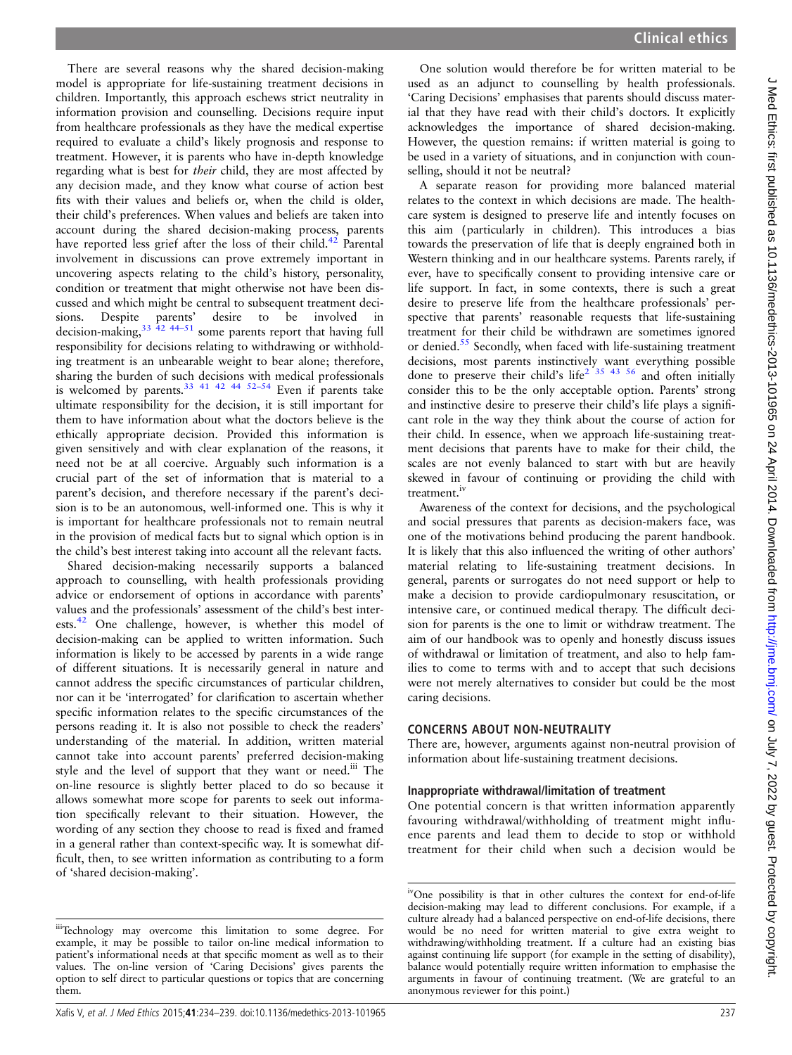There are several reasons why the shared decision-making model is appropriate for life-sustaining treatment decisions in children. Importantly, this approach eschews strict neutrality in information provision and counselling. Decisions require input from healthcare professionals as they have the medical expertise required to evaluate a child's likely prognosis and response to treatment. However, it is parents who have in-depth knowledge regarding what is best for *their* child, they are most affected by any decision made, and they know what course of action best fits with their values and beliefs or, when the child is older, their child's preferences. When values and beliefs are taken into account during the shared decision-making process, parents have reported less grief after the loss of their child.[42] Parental involvement in discussions can prove extremely important in uncovering aspects relating to the child's history, personality, condition or treatment that might otherwise not have been discussed and which might be central to subsequent treatment decisions. Despite parents' desire to be involved in decision-making,[33 42 44–51] some parents report that having full responsibility for decisions relating to withdrawing or withholding treatment is an unbearable weight to bear alone; therefore, sharing the burden of such decisions with medical professionals is welcomed by parents.[33 41 42 44 52–54] Even if parents take ultimate responsibility for the decision, it is still important for them to have information about what the doctors believe is the ethically appropriate decision. Provided this information is given sensitively and with clear explanation of the reasons, it need not be at all coercive. Arguably such information is a crucial part of the set of information that is material to a parent's decision, and therefore necessary if the parent's decision is to be an autonomous, well-informed one. This is why it is important for healthcare professionals not to remain neutral in the provision of medical facts but to signal which option is in the child's best interest taking into account all the relevant facts.

Shared decision-making necessarily supports a balanced approach to counselling, with health professionals providing advice or endorsement of options in accordance with parents' values and the professionals' assessment of the child's best interests.[42] One challenge, however, is whether this model of decision-making can be applied to written information. Such information is likely to be accessed by parents in a wide range of different situations. It is necessarily general in nature and cannot address the specific circumstances of particular children, nor can it be 'interrogated' for clarification to ascertain whether specific information relates to the specific circumstances of the persons reading it. It is also not possible to check the readers' understanding of the material. In addition, written material cannot take into account parents' preferred decision-making style and the level of support that they want or need.[iii] The on-line resource is slightly better placed to do so because it allows somewhat more scope for parents to seek out information specifically relevant to their situation. However, the wording of any section they choose to read is fixed and framed in a general rather than context-specific way. It is somewhat difficult, then, to see written information as contributing to a form of 'shared decision-making'.

One solution would therefore be for written material to be used as an adjunct to counselling by health professionals. 'Caring Decisions' emphasises that parents should discuss material that they have read with their child's doctors. It explicitly acknowledges the importance of shared decision-making. However, the question remains: if written material is going to be used in a variety of situations, and in conjunction with counselling, should it not be neutral?

A separate reason for providing more balanced material relates to the context in which decisions are made. The healthcare system is designed to preserve life and intently focuses on this aim (particularly in children). This introduces a bias towards the preservation of life that is deeply engrained both in Western thinking and in our healthcare systems. Parents rarely, if ever, have to specifically consent to providing intensive care or life support. In fact, in some contexts, there is such a great desire to preserve life from the healthcare professionals' perspective that parents' reasonable requests that life-sustaining treatment for their child be withdrawn are sometimes ignored or denied.[55] Secondly, when faced with life-sustaining treatment decisions, most parents instinctively want everything possible done to preserve their child's life[2 35 43 56] and often initially consider this to be the only acceptable option. Parents' strong and instinctive desire to preserve their child's life plays a significant role in the way they think about the course of action for their child. In essence, when we approach life-sustaining treatment decisions that parents have to make for their child, the scales are not evenly balanced to start with but are heavily skewed in favour of continuing or providing the child with treatment.[iv]

Awareness of the context for decisions, and the psychological and social pressures that parents as decision-makers face, was one of the motivations behind producing the parent handbook. It is likely that this also influenced the writing of other authors' material relating to life-sustaining treatment decisions. In general, parents or surrogates do not need support or help to make a decision to provide cardiopulmonary resuscitation, or intensive care, or continued medical therapy. The difficult decision for parents is the one to limit or withdraw treatment. The aim of our handbook was to openly and honestly discuss issues of withdrawal or limitation of treatment, and also to help families to come to terms with and to accept that such decisions were not merely alternatives to consider but could be the most caring decisions.

## CONCERNS ABOUT NON-NEUTRALITY

There are, however, arguments against non-neutral provision of information about life-sustaining treatment decisions.

### Inappropriate withdrawal/limitation of treatment

One potential concern is that written information apparently favouring withdrawal/withholding of treatment might influence parents and lead them to decide to stop or withhold treatment for their child when such a decision would be

---

[iii]Technology may overcome this limitation to some degree. For example, it may be possible to tailor on-line medical information to patient's informational needs at that specific moment as well as to their values. The on-line version of 'Caring Decisions' gives parents the option to self direct to particular questions or topics that are concerning them.

[iv]One possibility is that in other cultures the context for end-of-life decision-making may lead to different conclusions. For example, if a culture already had a balanced perspective on end-of-life decisions, there would be no need for written material to give extra weight to withdrawing/withholding treatment. If a culture had an existing bias against continuing life support (for example in the setting of disability), balance would potentially require written information to emphasise the arguments in favour of continuing treatment. (We are grateful to an anonymous reviewer for this point.)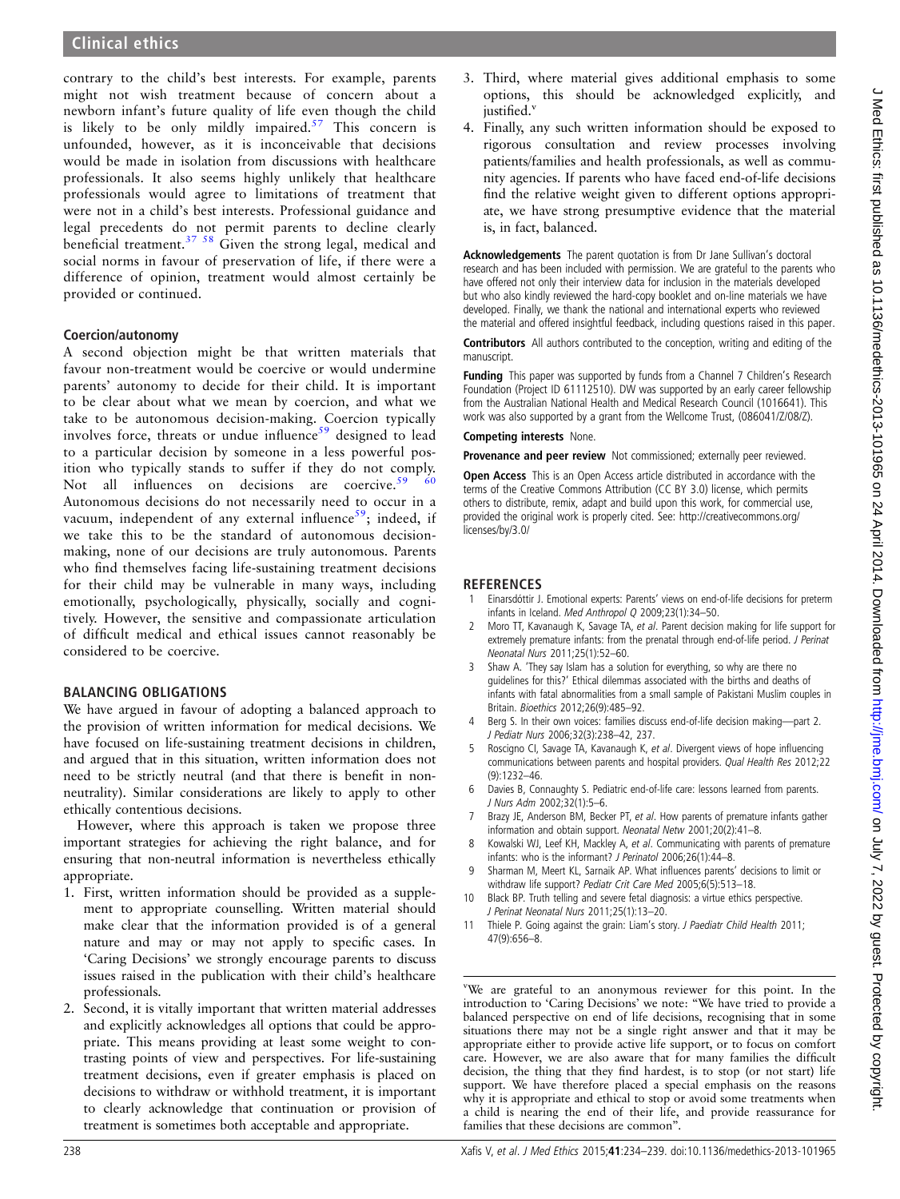contrary to the child's best interests. For example, parents might not wish treatment because of concern about a newborn infant's future quality of life even though the child is likely to be only mildly impaired.[57] This concern is unfounded, however, as it is inconceivable that decisions would be made in isolation from discussions with healthcare professionals. It also seems highly unlikely that healthcare professionals would agree to limitations of treatment that were not in a child's best interests. Professional guidance and legal precedents do not permit parents to decline clearly beneficial treatment.[37 58] Given the strong legal, medical and social norms in favour of preservation of life, if there were a difference of opinion, treatment would almost certainly be provided or continued.

### Coercion/autonomy

A second objection might be that written materials that favour non-treatment would be coercive or would undermine parents' autonomy to decide for their child. It is important to be clear about what we mean by coercion, and what we take to be autonomous decision-making. Coercion typically involves force, threats or undue influence[59] designed to lead to a particular decision by someone in a less powerful position who typically stands to suffer if they do not comply. Not all influences on decisions are coercive.[59 60] Autonomous decisions do not necessarily need to occur in a vacuum, independent of any external influence[59]; indeed, if we take this to be the standard of autonomous decision-making, none of our decisions are truly autonomous. Parents who find themselves facing life-sustaining treatment decisions for their child may be vulnerable in many ways, including emotionally, psychologically, physically, socially and cognitively. However, the sensitive and compassionate articulation of difficult medical and ethical issues cannot reasonably be considered to be coercive.

## BALANCING OBLIGATIONS

We have argued in favour of adopting a balanced approach to the provision of written information for medical decisions. We have focused on life-sustaining treatment decisions in children, and argued that in this situation, written information does not need to be strictly neutral (and that there is benefit in non-neutrality). Similar considerations are likely to apply to other ethically contentious decisions.

However, where this approach is taken we propose three important strategies for achieving the right balance, and for ensuring that non-neutral information is nevertheless ethically appropriate.

1. First, written information should be provided as a supplement to appropriate counselling. Written material should make clear that the information provided is of a general nature and may or may not apply to specific cases. In 'Caring Decisions' we strongly encourage parents to discuss issues raised in the publication with their child's healthcare professionals.
2. Second, it is vitally important that written material addresses and explicitly acknowledges all options that could be appropriate. This means providing at least some weight to contrasting points of view and perspectives. For life-sustaining treatment decisions, even if greater emphasis is placed on decisions to withdraw or withhold treatment, it is important to clearly acknowledge that continuation or provision of treatment is sometimes both acceptable and appropriate.
3. Third, where material gives additional emphasis to some options, this should be acknowledged explicitly, and justified.[v]
4. Finally, any such written information should be exposed to rigorous consultation and review processes involving patients/families and health professionals, as well as community agencies. If parents who have faced end-of-life decisions find the relative weight given to different options appropriate, we have strong presumptive evidence that the material is, in fact, balanced.

[v]We are grateful to an anonymous reviewer for this point. In the introduction to 'Caring Decisions' we note: "We have tried to provide a balanced perspective on end of life decisions, recognising that in some situations there may not be a single right answer and that it may be appropriate either to provide active life support, or to focus on comfort care. However, we are also aware that for many families the difficult decision, the thing that they find hardest, is to stop (or not start) life support. We have therefore placed a special emphasis on the reasons why it is appropriate and ethical to stop or avoid some treatments when a child is nearing the end of their life, and provide reassurance for families that these decisions are common".

**Acknowledgements** The parent quotation is from Dr Jane Sullivan's doctoral research and has been included with permission. We are grateful to the parents who have offered not only their interview data for inclusion in the materials developed but who also kindly reviewed the hard-copy booklet and on-line materials we have developed. Finally, we thank the national and international experts who reviewed the material and offered insightful feedback, including questions raised in this paper.

**Contributors** All authors contributed to the conception, writing and editing of the manuscript.

**Funding** This paper was supported by funds from a Channel 7 Children's Research Foundation (Project ID 61112510). DW was supported by an early career fellowship from the Australian National Health and Medical Research Council (1016641). This work was also supported by a grant from the Wellcome Trust, (086041/Z/08/Z).

**Competing interests** None.

**Provenance and peer review** Not commissioned; externally peer reviewed.

**Open Access** This is an Open Access article distributed in accordance with the terms of the Creative Commons Attribution (CC BY 3.0) license, which permits others to distribute, remix, adapt and build upon this work, for commercial use, provided the original work is properly cited. See: http://creativecommons.org/licenses/by/3.0/

## REFERENCES

1. Einarsdóttir J. Emotional experts: Parents' views on end-of-life decisions for preterm infants in Iceland. *Med Anthropol Q* 2009;23(1):34–50.
2. Moro TT, Kavanaugh K, Savage TA, *et al*. Parent decision making for life support for extremely premature infants: from the prenatal through end-of-life period. *J Perinat Neonatal Nurs* 2011;25(1):52–60.
3. Shaw A. 'They say Islam has a solution for everything, so why are there no guidelines for this?' Ethical dilemmas associated with the births and deaths of infants with fatal abnormalities from a small sample of Pakistani Muslim couples in Britain. *Bioethics* 2012;26(9):485–92.
4. Berg S. In their own voices: families discuss end-of-life decision making—part 2. *J Pediatr Nurs* 2006;32(3):238–42, 237.
5. Roscigno CI, Savage TA, Kavanaugh K, *et al*. Divergent views of hope influencing communications between parents and hospital providers. *Qual Health Res* 2012;22(9):1232–46.
6. Davies B, Connaughty S. Pediatric end-of-life care: lessons learned from parents. *J Nurs Adm* 2002;32(1):5–6.
7. Brazy JE, Anderson BM, Becker PT, *et al*. How parents of premature infants gather information and obtain support. *Neonatal Netw* 2001;20(2):41–8.
8. Kowalski WJ, Leef KH, Mackley A, *et al*. Communicating with parents of premature infants: who is the informant? *J Perinatol* 2006;26(1):44–8.
9. Sharman M, Meert KL, Sarnaik AP. What influences parents' decisions to limit or withdraw life support? *Pediatr Crit Care Med* 2005;6(5):513–18.
10. Black BP. Truth telling and severe fetal diagnosis: a virtue ethics perspective. *J Perinat Neonatal Nurs* 2011;25(1):13–20.
11. Thiele P. Going against the grain: Liam's story. *J Paediatr Child Health* 2011;47(9):656–8.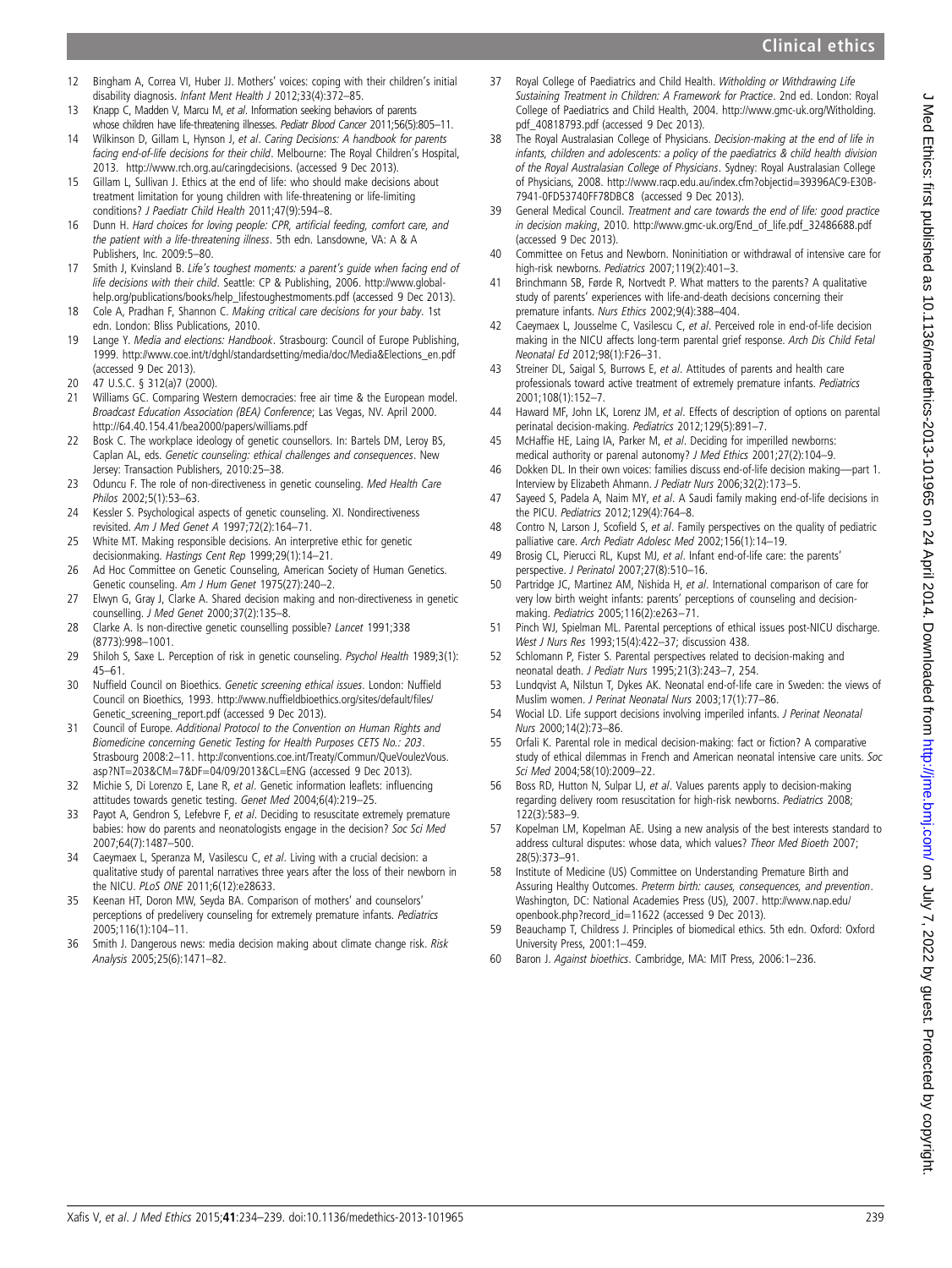12 Bingham A, Correa VI, Huber JJ. Mothers' voices: coping with their children's initial disability diagnosis. *Infant Ment Health J* 2012;33(4):372–85.
13 Knapp C, Madden V, Marcu M, *et al*. Information seeking behaviors of parents whose children have life-threatening illnesses. *Pediatr Blood Cancer* 2011;56(5):805–11.
14 Wilkinson D, Gillam L, Hynson J, *et al*. *Caring Decisions: A handbook for parents facing end-of-life decisions for their child*. Melbourne: The Royal Children's Hospital, 2013. http://www.rch.org.au/caringdecisions. (accessed 9 Dec 2013).
15 Gillam L, Sullivan J. Ethics at the end of life: who should make decisions about treatment limitation for young children with life-threatening or life-limiting conditions? *J Paediatr Child Health* 2011;47(9):594–8.
16 Dunn H. *Hard choices for loving people: CPR, artificial feeding, comfort care, and the patient with a life-threatening illness*. 5th edn. Lansdowne, VA: A & A Publishers, Inc. 2009:5–80.
17 Smith J, Kvinsland B. *Life's toughest moments: a parent's guide when facing end of life decisions with their child*. Seattle: CP & Publishing, 2006. http://www.global-help.org/publications/books/help_lifestoughestmoments.pdf (accessed 9 Dec 2013).
18 Cole A, Pradhan F, Shannon C. *Making critical care decisions for your baby*. 1st edn. London: Bliss Publications, 2010.
19 Lange Y. *Media and elections: Handbook*. Strasbourg: Council of Europe Publishing, 1999. http://www.coe.int/t/dghl/standardsetting/media/doc/Media&Elections_en.pdf (accessed 9 Dec 2013).
20 47 U.S.C. § 312(a)7 (2000).
21 Williams GC. Comparing Western democracies: free air time & the European model. *Broadcast Education Association (BEA) Conference*; Las Vegas, NV. April 2000. http://64.40.154.41/bea2000/papers/williams.pdf
22 Bosk C. The workplace ideology of genetic counsellors. In: Bartels DM, Leroy BS, Caplan AL, eds. *Genetic counseling: ethical challenges and consequences*. New Jersey: Transaction Publishers, 2010:25–38.
23 Oduncu F. The role of non-directiveness in genetic counseling. *Med Health Care Philos* 2002;5(1):53–63.
24 Kessler S. Psychological aspects of genetic counseling. XI. Nondirectiveness revisited. *Am J Med Genet A* 1997;72(2):164–71.
25 White MT. Making responsible decisions. An interpretive ethic for genetic decisionmaking. *Hastings Cent Rep* 1999;29(1):14–21.
26 Ad Hoc Committee on Genetic Counseling, American Society of Human Genetics. Genetic counseling. *Am J Hum Genet* 1975(27):240–2.
27 Elwyn G, Gray J, Clarke A. Shared decision making and non-directiveness in genetic counselling. *J Med Genet* 2000;37(2):135–8.
28 Clarke A. Is non-directive genetic counselling possible? *Lancet* 1991;338 (8773):998–1001.
29 Shiloh S, Saxe L. Perception of risk in genetic counseling. *Psychol Health* 1989;3(1): 45–61.
30 Nuffield Council on Bioethics. *Genetic screening ethical issues*. London: Nuffield Council on Bioethics, 1993. http://www.nuffieldbioethics.org/sites/default/files/Genetic_screening_report.pdf (accessed 9 Dec 2013).
31 Council of Europe. *Additional Protocol to the Convention on Human Rights and Biomedicine concerning Genetic Testing for Health Purposes CETS No.: 203*. Strasbourg 2008:2–11. http://conventions.coe.int/Treaty/Commun/QueVoulezVous.asp?NT=203&CM=7&DF=04/09/2013&CL=ENG (accessed 9 Dec 2013).
32 Michie S, Di Lorenzo E, Lane R, *et al*. Genetic information leaflets: influencing attitudes towards genetic testing. *Genet Med* 2004;6(4):219–25.
33 Payot A, Gendron S, Lefebvre F, *et al*. Deciding to resuscitate extremely premature babies: how do parents and neonatologists engage in the decision? *Soc Sci Med* 2007;64(7):1487–500.
34 Caeymaex L, Speranza M, Vasilescu C, *et al*. Living with a crucial decision: a qualitative study of parental narratives three years after the loss of their newborn in the NICU. *PLoS ONE* 2011;6(12):e28633.
35 Keenan HT, Doron MW, Seyda BA. Comparison of mothers' and counselors' perceptions of predelivery counseling for extremely premature infants. *Pediatrics* 2005;116(1):104–11.
36 Smith J. Dangerous news: media decision making about climate change risk. *Risk Analysis* 2005;25(6):1471–82.
37 Royal College of Paediatrics and Child Health. *Witholding or Withdrawing Life Sustaining Treatment in Children: A Framework for Practice*. 2nd ed. London: Royal College of Paediatrics and Child Health, 2004. http://www.gmc-uk.org/Witholding.pdf_40818793.pdf (accessed 9 Dec 2013).
38 The Royal Australasian College of Physicians. *Decision-making at the end of life in infants, children and adolescents: a policy of the paediatrics & child health division of the Royal Australasian College of Physicians*. Sydney: Royal Australasian College of Physicians, 2008. http://www.racp.edu.au/index.cfm?objectid=39396AC9-E30B-7941-0FD53740FF78DBC8 (accessed 9 Dec 2013).
39 General Medical Council. *Treatment and care towards the end of life: good practice in decision making*, 2010. http://www.gmc-uk.org/End_of_life.pdf_32486688.pdf (accessed 9 Dec 2013).
40 Committee on Fetus and Newborn. Noninitiation or withdrawal of intensive care for high-risk newborns. *Pediatrics* 2007;119(2):401–3.
41 Brinchmann SB, Førde R, Nortvedt P. What matters to the parents? A qualitative study of parents' experiences with life-and-death decisions concerning their premature infants. *Nurs Ethics* 2002;9(4):388–404.
42 Caeymaex L, Jousselme C, Vasilescu C, *et al*. Perceived role in end-of-life decision making in the NICU affects long-term parental grief response. *Arch Dis Child Fetal Neonatal Ed* 2012;98(1):F26–31.
43 Streiner DL, Saigal S, Burrows E, *et al*. Attitudes of parents and health care professionals toward active treatment of extremely premature infants. *Pediatrics* 2001;108(1):152–7.
44 Haward MF, John LK, Lorenz JM, *et al*. Effects of description of options on parental perinatal decision-making. *Pediatrics* 2012;129(5):891–7.
45 McHaffie HE, Laing IA, Parker M, *et al*. Deciding for imperilled newborns: medical authority or parenal autonomy? *J Med Ethics* 2001;27(2):104–9.
46 Dokken DL. In their own voices: families discuss end-of-life decision making—part 1. Interview by Elizabeth Ahmann. *J Pediatr Nurs* 2006;32(2):173–5.
47 Sayeed S, Padela A, Naim MY, *et al*. A Saudi family making end-of-life decisions in the PICU. *Pediatrics* 2012;129(4):764–8.
48 Contro N, Larson J, Scofield S, *et al*. Family perspectives on the quality of pediatric palliative care. *Arch Pediatr Adolesc Med* 2002;156(1):14–19.
49 Brosig CL, Pierucci RL, Kupst MJ, *et al*. Infant end-of-life care: the parents' perspective. *J Perinatol* 2007;27(8):510–16.
50 Partridge JC, Martinez AM, Nishida H, *et al*. International comparison of care for very low birth weight infants: parents' perceptions of counseling and decision-making. *Pediatrics* 2005;116(2):e263–71.
51 Pinch WJ, Spielman ML. Parental perceptions of ethical issues post-NICU discharge. *West J Nurs Res* 1993;15(4):422–37; discussion 438.
52 Schlomann P, Fister S. Parental perspectives related to decision-making and neonatal death. *J Pediatr Nurs* 1995;21(3):243–7, 254.
53 Lundqvist A, Nilstun T, Dykes AK. Neonatal end-of-life care in Sweden: the views of Muslim women. *J Perinat Neonatal Nurs* 2003;17(1):77–86.
54 Wocial LD. Life support decisions involving imperiled infants. *J Perinat Neonatal Nurs* 2000;14(2):73–86.
55 Orfali K. Parental role in medical decision-making: fact or fiction? A comparative study of ethical dilemmas in French and American neonatal intensive care units. *Soc Sci Med* 2004;58(10):2009–22.
56 Boss RD, Hutton N, Sulpar LJ, *et al*. Values parents apply to decision-making regarding delivery room resuscitation for high-risk newborns. *Pediatrics* 2008; 122(3):583–9.
57 Kopelman LM, Kopelman AE. Using a new analysis of the best interests standard to address cultural disputes: whose data, which values? *Theor Med Bioeth* 2007; 28(5):373–91.
58 Institute of Medicine (US) Committee on Understanding Premature Birth and Assuring Healthy Outcomes. *Preterm birth: causes, consequences, and prevention*. Washington, DC: National Academies Press (US), 2007. http://www.nap.edu/openbook.php?record_id=11622 (accessed 9 Dec 2013).
59 Beauchamp T, Childress J. Principles of biomedical ethics. 5th edn. Oxford: Oxford University Press, 2001:1–459.
60 Baron J. *Against bioethics*. Cambridge, MA: MIT Press, 2006:1–236.